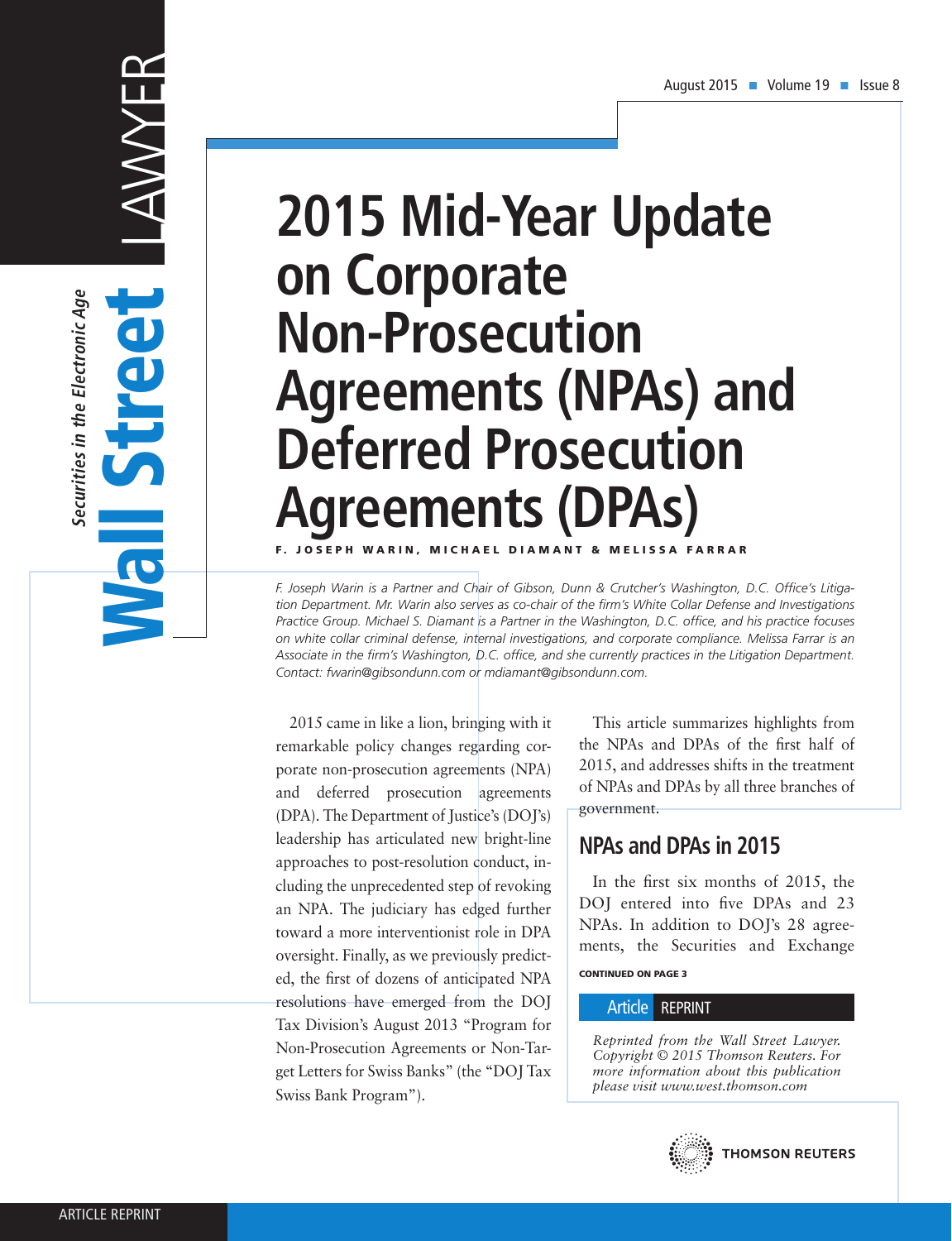# 2015 Mid-Year Update on Corporate Non-Prosecution Agreements (NPAs) and Deferred Prosecution Agreements (DPAs)

**F. JOSEPH WARIN, MICHAEL DIAMANT & MELISSA FARRAR**

*F. Joseph Warin is a Partner and Chair of Gibson, Dunn & Crutcher's Washington, D.C. Office's Litigation Department. Mr. Warin also serves as co-chair of the firm's White Collar Defense and Investigations Practice Group. Michael S. Diamant is a Partner in the Washington, D.C. office, and his practice focuses on white collar criminal defense, internal investigations, and corporate compliance. Melissa Farrar is an Associate in the firm's Washington, D.C. office, and she currently practices in the Litigation Department. Contact: fwarin@gibsondunn.com or mdiamant@gibsondunn.com.*

2015 came in like a lion, bringing with it remarkable policy changes regarding corporate non-prosecution agreements (NPA) and deferred prosecution agreements (DPA). The Department of Justice's (DOJ's) leadership has articulated new bright-line approaches to post-resolution conduct, including the unprecedented step of revoking an NPA. The judiciary has edged further toward a more interventionist role in DPA oversight. Finally, as we previously predicted, the first of dozens of anticipated NPA resolutions have emerged from the DOJ Tax Division's August 2013 "Program for Non-Prosecution Agreements or Non-Target Letters for Swiss Banks" (the "DOJ Tax Swiss Bank Program").

This article summarizes highlights from the NPAs and DPAs of the first half of 2015, and addresses shifts in the treatment of NPAs and DPAs by all three branches of government.

## NPAs and DPAs in 2015

In the first six months of 2015, the DOJ entered into five DPAs and 23 NPAs. In addition to DOJ's 28 agreements, the Securities and Exchange

CONTINUED ON PAGE 3

**Article REPRINT**

*Reprinted from the Wall Street Lawyer. Copyright © 2015 Thomson Reuters. For more information about this publication please visit www.west.thomson.com*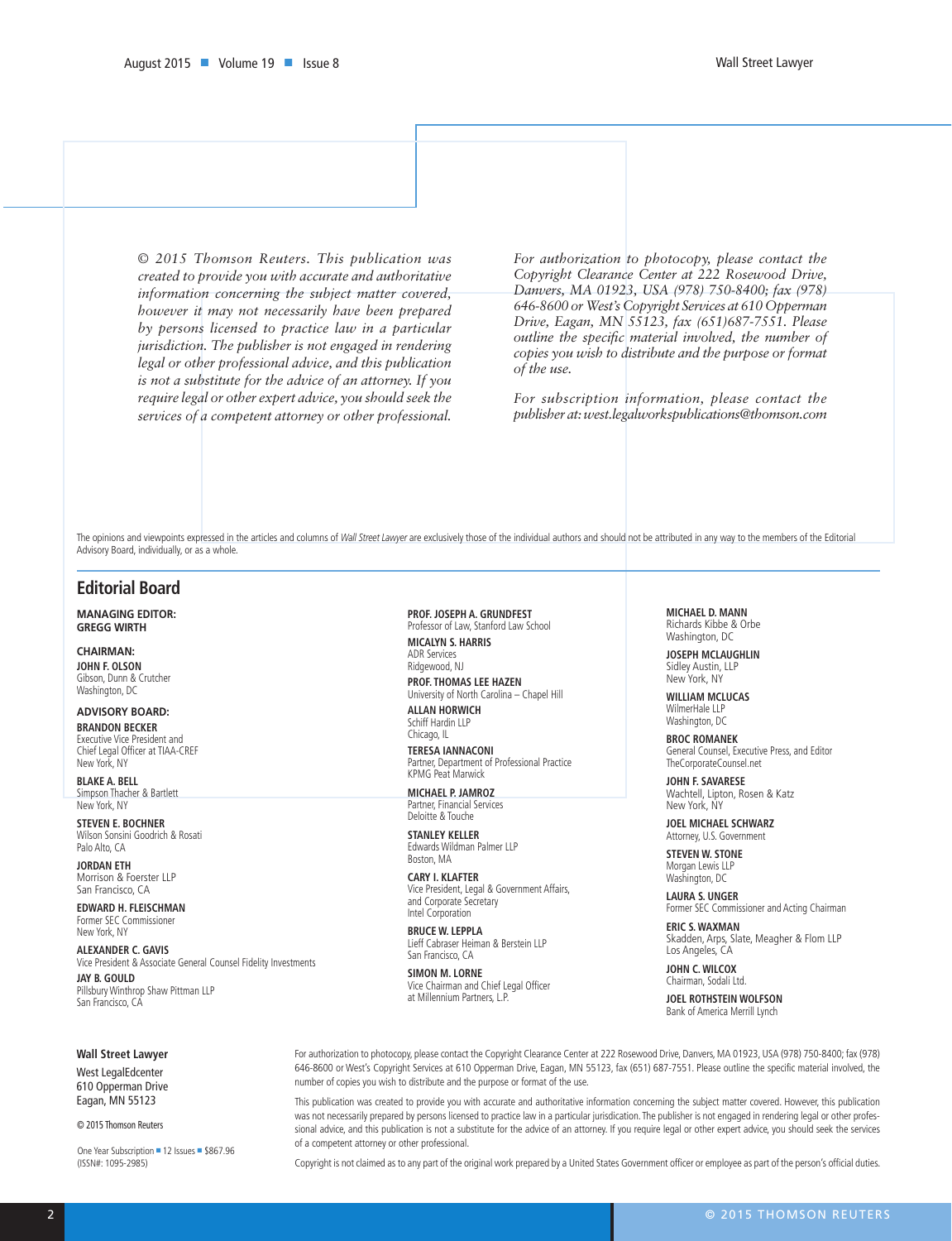*© 2015 Thomson Reuters. This publication was created to provide you with accurate and authoritative information concerning the subject matter covered, however it may not necessarily have been prepared by persons licensed to practice law in a particular jurisdiction. The publisher is not engaged in rendering legal or other professional advice, and this publication is not a substitute for the advice of an attorney. If you require legal or other expert advice, you should seek the services of a competent attorney or other professional.*

*For authorization to photocopy, please contact the Copyright Clearance Center at 222 Rosewood Drive, Danvers, MA 01923, USA (978) 750-8400; fax (978) 646-8600 or West's Copyright Services at 610 Opperman Drive, Eagan, MN 55123, fax (651)687-7551. Please outline the specific material involved, the number of copies you wish to distribute and the purpose or format of the use.*

*For subscription information, please contact the publisher at: west.legalworkspublications@thomson.com*

The opinions and viewpoints expressed in the articles and columns of *Wall Street Lawyer* are exclusively those of the individual authors and should not be attributed in any way to the members of the Editorial Advisory Board, individually, or as a whole.

## Editorial Board

**MANAGING EDITOR:**
**GREGG WIRTH**

**CHAIRMAN:**
**JOHN F. OLSON**
Gibson, Dunn & Crutcher
Washington, DC

**ADVISORY BOARD:**

**BRANDON BECKER**
Executive Vice President and Chief Legal Officer at TIAA-CREF
New York, NY

**BLAKE A. BELL**
Simpson Thacher & Bartlett
New York, NY

**STEVEN E. BOCHNER**
Wilson Sonsini Goodrich & Rosati
Palo Alto, CA

**JORDAN ETH**
Morrison & Foerster LLP
San Francisco, CA

**EDWARD H. FLEISCHMAN**
Former SEC Commissioner
New York, NY

**ALEXANDER C. GAVIS**
Vice President & Associate General Counsel Fidelity Investments

**JAY B. GOULD**
Pillsbury Winthrop Shaw Pittman LLP
San Francisco, CA

**PROF. JOSEPH A. GRUNDFEST**
Professor of Law, Stanford Law School

**MICALYN S. HARRIS**
ADR Services
Ridgewood, NJ

**PROF. THOMAS LEE HAZEN**
University of North Carolina – Chapel Hill

**ALLAN HORWICH**
Schiff Hardin LLP
Chicago, IL

**TERESA IANNACONI**
Partner, Department of Professional Practice
KPMG Peat Marwick

**MICHAEL P. JAMROZ**
Partner, Financial Services
Deloitte & Touche

**STANLEY KELLER**
Edwards Wildman Palmer LLP
Boston, MA

**CARY I. KLAFTER**
Vice President, Legal & Government Affairs, and Corporate Secretary
Intel Corporation

**BRUCE W. LEPPLA**
Lieff Cabraser Heiman & Berstein LLP
San Francisco, CA

**SIMON M. LORNE**
Vice Chairman and Chief Legal Officer at Millennium Partners, L.P.

**MICHAEL D. MANN**
Richards Kibbe & Orbe
Washington, DC

**JOSEPH MCLAUGHLIN**
Sidley Austin, LLP
New York, NY

**WILLIAM MCLUCAS**
WilmerHale LLP
Washington, DC

**BROC ROMANEK**
General Counsel, Executive Press, and Editor
TheCorporateCounsel.net

**JOHN F. SAVARESE**
Wachtell, Lipton, Rosen & Katz
New York, NY

**JOEL MICHAEL SCHWARZ**
Attorney, U.S. Government

**STEVEN W. STONE**
Morgan Lewis LLP
Washington, DC

**LAURA S. UNGER**
Former SEC Commissioner and Acting Chairman

**ERIC S. WAXMAN**
Skadden, Arps, Slate, Meagher & Flom LLP
Los Angeles, CA

**JOHN C. WILCOX**
Chairman, Sodali Ltd.

**JOEL ROTHSTEIN WOLFSON**
Bank of America Merrill Lynch

**Wall Street Lawyer**
West LegalEdcenter
610 Opperman Drive
Eagan, MN 55123

© 2015 Thomson Reuters

One Year Subscription ■ 12 Issues ■ $867.96
(ISSN#: 1095-2985)

For authorization to photocopy, please contact the Copyright Clearance Center at 222 Rosewood Drive, Danvers, MA 01923, USA (978) 750-8400; fax (978) 646-8600 or West's Copyright Services at 610 Opperman Drive, Eagan, MN 55123, fax (651) 687-7551. Please outline the specific material involved, the number of copies you wish to distribute and the purpose or format of the use.

This publication was created to provide you with accurate and authoritative information concerning the subject matter covered. However, this publication was not necessarily prepared by persons licensed to practice law in a particular jurisdiction. The publisher is not engaged in rendering legal or other professional advice, and this publication is not a substitute for the advice of an attorney. If you require legal or other expert advice, you should seek the services of a competent attorney or other professional.

Copyright is not claimed as to any part of the original work prepared by a United States Government officer or employee as part of the person's official duties.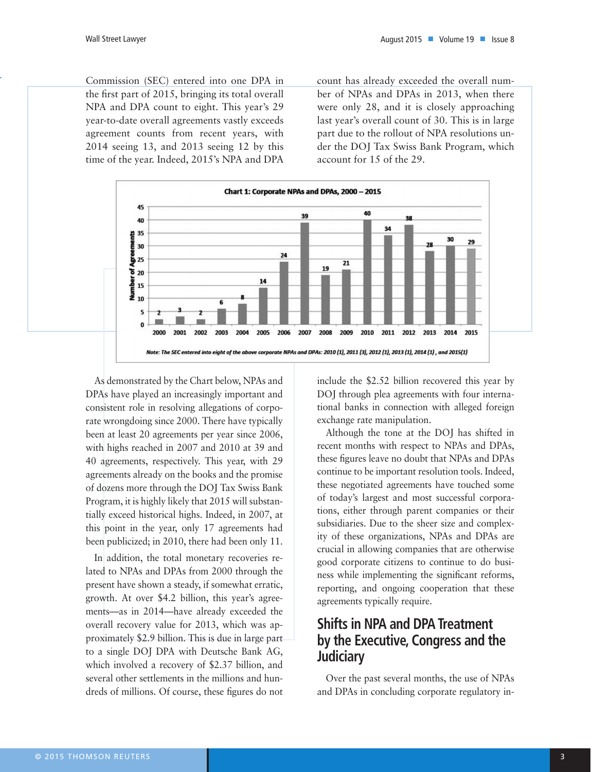Commission (SEC) entered into one DPA in the first part of 2015, bringing its total overall NPA and DPA count to eight. This year's 29 year-to-date overall agreements vastly exceeds agreement counts from recent years, with 2014 seeing 13, and 2013 seeing 12 by this time of the year. Indeed, 2015's NPA and DPA count has already exceeded the overall number of NPAs and DPAs in 2013, when there were only 28, and it is closely approaching last year's overall count of 30. This is in large part due to the rollout of NPA resolutions under the DOJ Tax Swiss Bank Program, which account for 15 of the 29.

**Chart 1: Corporate NPAs and DPAs, 2000 – 2015**

| Year | Number of Agreements |
|---|---|
| 2000 | 2 |
| 2001 | 3 |
| 2002 | 2 |
| 2003 | 6 |
| 2004 | 8 |
| 2005 | 14 |
| 2006 | 24 |
| 2007 | 39 |
| 2008 | 19 |
| 2009 | 21 |
| 2010 | 40 |
| 2011 | 34 |
| 2012 | 38 |
| 2013 | 28 |
| 2014 | 30 |
| 2015 | 29 |

*Note: The SEC entered into eight of the above corporate NPAs and DPAs: 2010 (1), 2011 (3), 2012 (1), 2013 (1), 2014 (1), and 2015(1)*

As demonstrated by the Chart below, NPAs and DPAs have played an increasingly important and consistent role in resolving allegations of corporate wrongdoing since 2000. There have typically been at least 20 agreements per year since 2006, with highs reached in 2007 and 2010 at 39 and 40 agreements, respectively. This year, with 29 agreements already on the books and the promise of dozens more through the DOJ Tax Swiss Bank Program, it is highly likely that 2015 will substantially exceed historical highs. Indeed, in 2007, at this point in the year, only 17 agreements had been publicized; in 2010, there had been only 11.

In addition, the total monetary recoveries related to NPAs and DPAs from 2000 through the present have shown a steady, if somewhat erratic, growth. At over $4.2 billion, this year's agreements—as in 2014—have already exceeded the overall recovery value for 2013, which was approximately $2.9 billion. This is due in large part to a single DOJ DPA with Deutsche Bank AG, which involved a recovery of $2.37 billion, and several other settlements in the millions and hundreds of millions. Of course, these figures do not include the $2.52 billion recovered this year by DOJ through plea agreements with four international banks in connection with alleged foreign exchange rate manipulation.

Although the tone at the DOJ has shifted in recent months with respect to NPAs and DPAs, these figures leave no doubt that NPAs and DPAs continue to be important resolution tools. Indeed, these negotiated agreements have touched some of today's largest and most successful corporations, either through parent companies or their subsidiaries. Due to the sheer size and complexity of these organizations, NPAs and DPAs are crucial in allowing companies that are otherwise good corporate citizens to continue to do business while implementing the significant reforms, reporting, and ongoing cooperation that these agreements typically require.

## Shifts in NPA and DPA Treatment by the Executive, Congress and the Judiciary

Over the past several months, the use of NPAs and DPAs in concluding corporate regulatory in-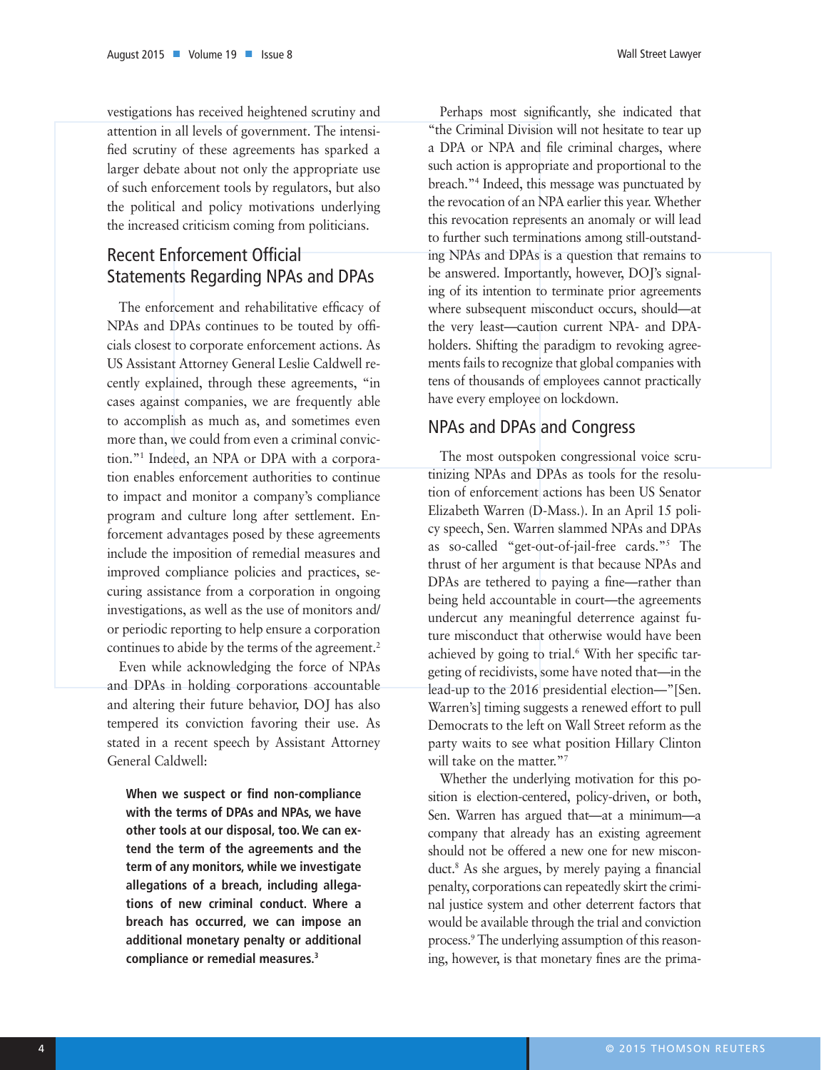vestigations has received heightened scrutiny and attention in all levels of government. The intensified scrutiny of these agreements has sparked a larger debate about not only the appropriate use of such enforcement tools by regulators, but also the political and policy motivations underlying the increased criticism coming from politicians.

## Recent Enforcement Official Statements Regarding NPAs and DPAs

The enforcement and rehabilitative efficacy of NPAs and DPAs continues to be touted by officials closest to corporate enforcement actions. As US Assistant Attorney General Leslie Caldwell recently explained, through these agreements, "in cases against companies, we are frequently able to accomplish as much as, and sometimes even more than, we could from even a criminal conviction."[1] Indeed, an NPA or DPA with a corporation enables enforcement authorities to continue to impact and monitor a company's compliance program and culture long after settlement. Enforcement advantages posed by these agreements include the imposition of remedial measures and improved compliance policies and practices, securing assistance from a corporation in ongoing investigations, as well as the use of monitors and/or periodic reporting to help ensure a corporation continues to abide by the terms of the agreement.[2]

Even while acknowledging the force of NPAs and DPAs in holding corporations accountable and altering their future behavior, DOJ has also tempered its conviction favoring their use. As stated in a recent speech by Assistant Attorney General Caldwell:

> **When we suspect or find non-compliance with the terms of DPAs and NPAs, we have other tools at our disposal, too. We can extend the term of the agreements and the term of any monitors, while we investigate allegations of a breach, including allegations of new criminal conduct. Where a breach has occurred, we can impose an additional monetary penalty or additional compliance or remedial measures.[3]**

Perhaps most significantly, she indicated that "the Criminal Division will not hesitate to tear up a DPA or NPA and file criminal charges, where such action is appropriate and proportional to the breach."[4] Indeed, this message was punctuated by the revocation of an NPA earlier this year. Whether this revocation represents an anomaly or will lead to further such terminations among still-outstanding NPAs and DPAs is a question that remains to be answered. Importantly, however, DOJ's signaling of its intention to terminate prior agreements where subsequent misconduct occurs, should—at the very least—caution current NPA- and DPA-holders. Shifting the paradigm to revoking agreements fails to recognize that global companies with tens of thousands of employees cannot practically have every employee on lockdown.

## NPAs and DPAs and Congress

The most outspoken congressional voice scrutinizing NPAs and DPAs as tools for the resolution of enforcement actions has been US Senator Elizabeth Warren (D-Mass.). In an April 15 policy speech, Sen. Warren slammed NPAs and DPAs as so-called "get-out-of-jail-free cards."[5] The thrust of her argument is that because NPAs and DPAs are tethered to paying a fine—rather than being held accountable in court—the agreements undercut any meaningful deterrence against future misconduct that otherwise would have been achieved by going to trial.[6] With her specific targeting of recidivists, some have noted that—in the lead-up to the 2016 presidential election—"[Sen. Warren's] timing suggests a renewed effort to pull Democrats to the left on Wall Street reform as the party waits to see what position Hillary Clinton will take on the matter."[7]

Whether the underlying motivation for this position is election-centered, policy-driven, or both, Sen. Warren has argued that—at a minimum—a company that already has an existing agreement should not be offered a new one for new misconduct.[8] As she argues, by merely paying a financial penalty, corporations can repeatedly skirt the criminal justice system and other deterrent factors that would be available through the trial and conviction process.[9] The underlying assumption of this reasoning, however, is that monetary fines are the prima-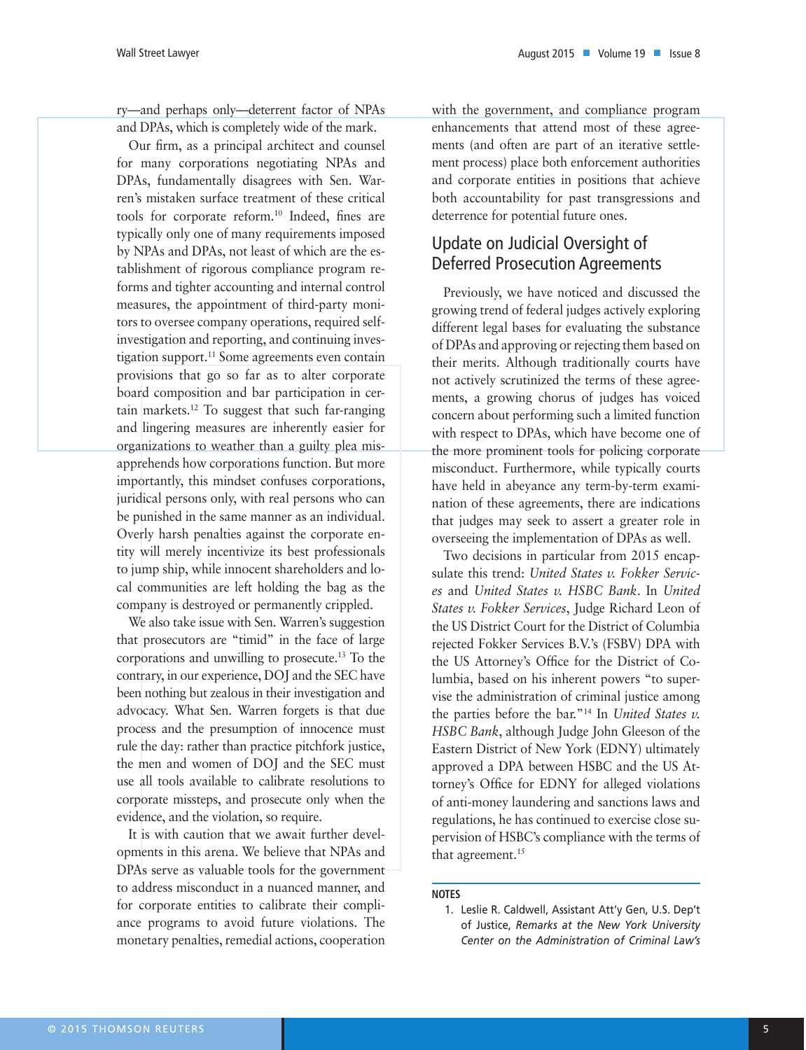ry—and perhaps only—deterrent factor of NPAs and DPAs, which is completely wide of the mark.

Our firm, as a principal architect and counsel for many corporations negotiating NPAs and DPAs, fundamentally disagrees with Sen. Warren's mistaken surface treatment of these critical tools for corporate reform.[10] Indeed, fines are typically only one of many requirements imposed by NPAs and DPAs, not least of which are the establishment of rigorous compliance program reforms and tighter accounting and internal control measures, the appointment of third-party monitors to oversee company operations, required self-investigation and reporting, and continuing investigation support.[11] Some agreements even contain provisions that go so far as to alter corporate board composition and bar participation in certain markets.[12] To suggest that such far-ranging and lingering measures are inherently easier for organizations to weather than a guilty plea misapprehends how corporations function. But more importantly, this mindset confuses corporations, juridical persons only, with real persons who can be punished in the same manner as an individual. Overly harsh penalties against the corporate entity will merely incentivize its best professionals to jump ship, while innocent shareholders and local communities are left holding the bag as the company is destroyed or permanently crippled.

We also take issue with Sen. Warren's suggestion that prosecutors are "timid" in the face of large corporations and unwilling to prosecute.[13] To the contrary, in our experience, DOJ and the SEC have been nothing but zealous in their investigation and advocacy. What Sen. Warren forgets is that due process and the presumption of innocence must rule the day: rather than practice pitchfork justice, the men and women of DOJ and the SEC must use all tools available to calibrate resolutions to corporate missteps, and prosecute only when the evidence, and the violation, so require.

It is with caution that we await further developments in this arena. We believe that NPAs and DPAs serve as valuable tools for the government to address misconduct in a nuanced manner, and for corporate entities to calibrate their compliance programs to avoid future violations. The monetary penalties, remedial actions, cooperation with the government, and compliance program enhancements that attend most of these agreements (and often are part of an iterative settlement process) place both enforcement authorities and corporate entities in positions that achieve both accountability for past transgressions and deterrence for potential future ones.

## Update on Judicial Oversight of Deferred Prosecution Agreements

Previously, we have noticed and discussed the growing trend of federal judges actively exploring different legal bases for evaluating the substance of DPAs and approving or rejecting them based on their merits. Although traditionally courts have not actively scrutinized the terms of these agreements, a growing chorus of judges has voiced concern about performing such a limited function with respect to DPAs, which have become one of the more prominent tools for policing corporate misconduct. Furthermore, while typically courts have held in abeyance any term-by-term examination of these agreements, there are indications that judges may seek to assert a greater role in overseeing the implementation of DPAs as well.

Two decisions in particular from 2015 encapsulate this trend: *United States v. Fokker Services* and *United States v. HSBC Bank*. In *United States v. Fokker Services*, Judge Richard Leon of the US District Court for the District of Columbia rejected Fokker Services B.V.'s (FSBV) DPA with the US Attorney's Office for the District of Columbia, based on his inherent powers "to supervise the administration of criminal justice among the parties before the bar."[14] In *United States v. HSBC Bank*, although Judge John Gleeson of the Eastern District of New York (EDNY) ultimately approved a DPA between HSBC and the US Attorney's Office for EDNY for alleged violations of anti-money laundering and sanctions laws and regulations, he has continued to exercise close supervision of HSBC's compliance with the terms of that agreement.[15]

**NOTES**

1. Leslie R. Caldwell, Assistant Att'y Gen, U.S. Dep't of Justice, *Remarks at the New York University Center on the Administration of Criminal Law's*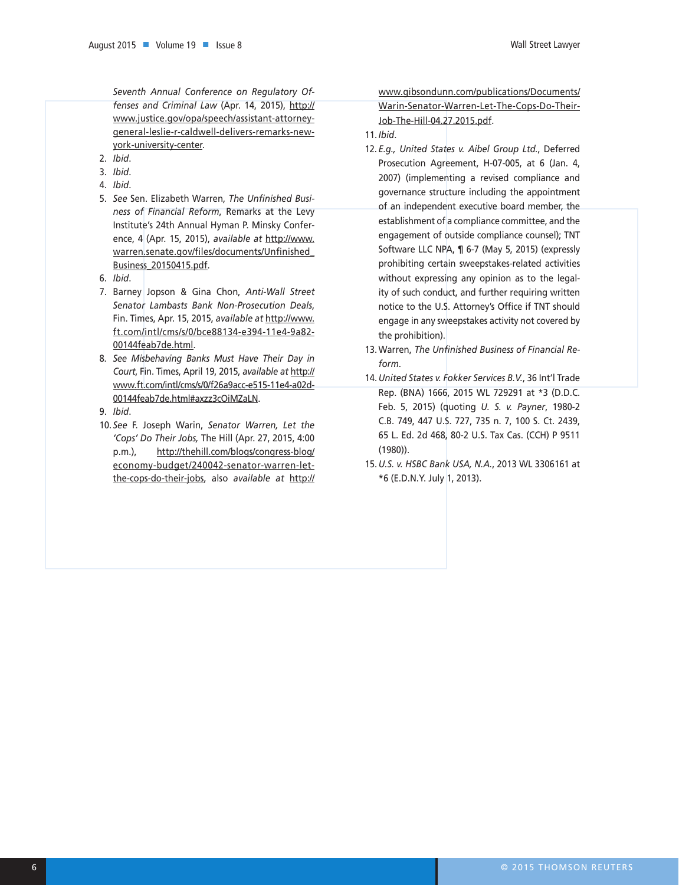*Seventh Annual Conference on Regulatory Offenses and Criminal Law* (Apr. 14, 2015), http://www.justice.gov/opa/speech/assistant-attorney-general-leslie-r-caldwell-delivers-remarks-new-york-university-center.

2. *Ibid*.
3. *Ibid*.
4. *Ibid*.
5. *See* Sen. Elizabeth Warren, *The Unfinished Business of Financial Reform*, Remarks at the Levy Institute's 24th Annual Hyman P. Minsky Conference, 4 (Apr. 15, 2015), *available at* http://www.warren.senate.gov/files/documents/Unfinished_Business_20150415.pdf.
6. *Ibid*.
7. Barney Jopson & Gina Chon, *Anti-Wall Street Senator Lambasts Bank Non-Prosecution Deals*, Fin. Times, Apr. 15, 2015, *available at* http://www.ft.com/intl/cms/s/0/bce88134-e394-11e4-9a82-00144feab7de.html.
8. *See Misbehaving Banks Must Have Their Day in Court*, Fin. Times, April 19, 2015, *available at* http://www.ft.com/intl/cms/s/0/f26a9acc-e515-11e4-a02d-00144feab7de.html#axzz3cOiMZaLN.
9. *Ibid*.
10. *See* F. Joseph Warin, *Senator Warren, Let the 'Cops' Do Their Jobs,* The Hill (Apr. 27, 2015, 4:00 p.m.), http://thehill.com/blogs/congress-blog/economy-budget/240042-senator-warren-let-the-cops-do-their-jobs, also *available at* http://www.gibsondunn.com/publications/Documents/Warin-Senator-Warren-Let-The-Cops-Do-Their-Job-The-Hill-04.27.2015.pdf.
11. *Ibid*.
12. *E.g., United States v. Aibel Group Ltd.*, Deferred Prosecution Agreement, H-07-005, at 6 (Jan. 4, 2007) (implementing a revised compliance and governance structure including the appointment of an independent executive board member, the establishment of a compliance committee, and the engagement of outside compliance counsel); TNT Software LLC NPA, ¶ 6-7 (May 5, 2015) (expressly prohibiting certain sweepstakes-related activities without expressing any opinion as to the legality of such conduct, and further requiring written notice to the U.S. Attorney's Office if TNT should engage in any sweepstakes activity not covered by the prohibition).
13. Warren, *The Unfinished Business of Financial Reform*.
14. *United States v. Fokker Services B.V.*, 36 Int'l Trade Rep. (BNA) 1666, 2015 WL 729291 at *3 (D.D.C. Feb. 5, 2015) (quoting *U. S. v. Payner*, 1980-2 C.B. 749, 447 U.S. 727, 735 n. 7, 100 S. Ct. 2439, 65 L. Ed. 2d 468, 80-2 U.S. Tax Cas. (CCH) P 9511 (1980)).
15. *U.S. v. HSBC Bank USA, N.A.*, 2013 WL 3306161 at *6 (E.D.N.Y. July 1, 2013).